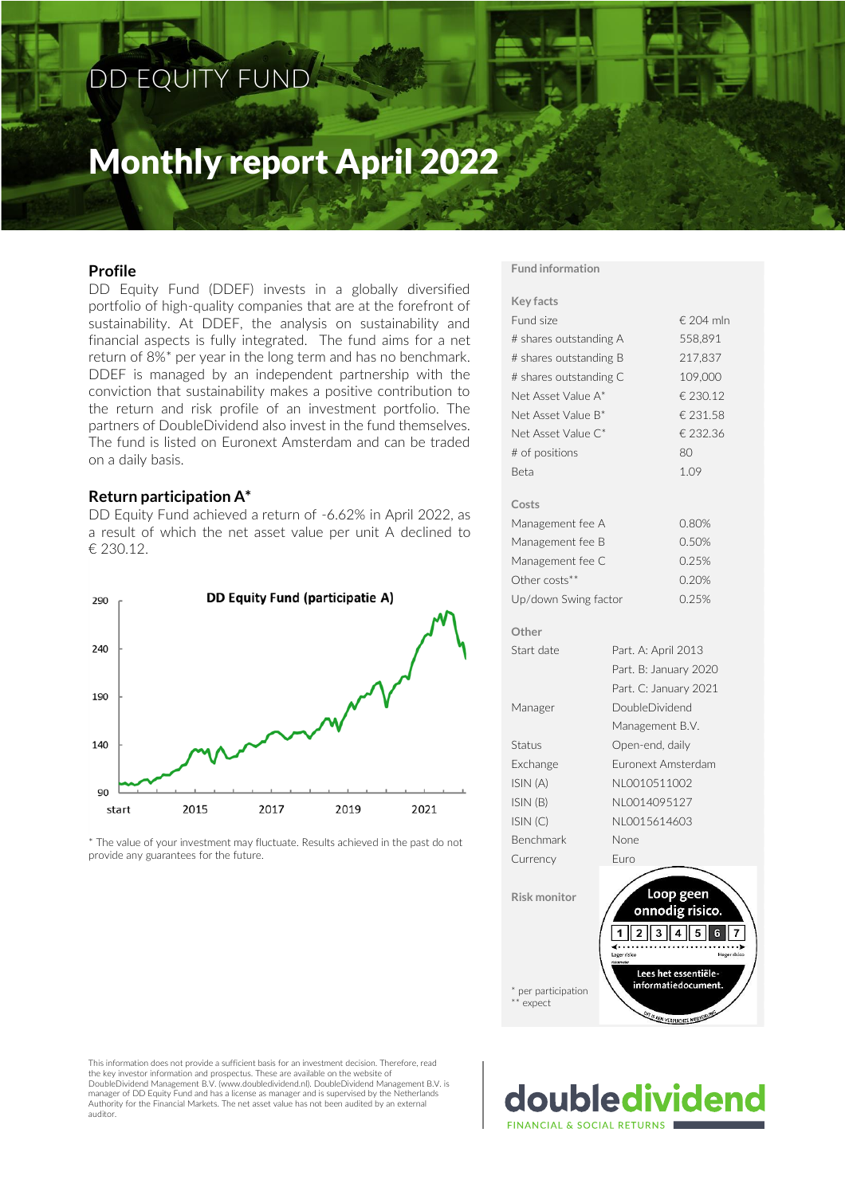# DD EQUITY FUND

# Monthly report April 2022

## Profile

DD Equity Fund (DDEF) invests in a globally diversified portfolio of high-quality companies that are at the forefront of sustainability. At DDEF, the analysis on sustainability and financial aspects is fully integrated. The fund aims for a net return of 8%* per year in the long term and has no benchmark. DDEF is managed by an independent partnership with the conviction that sustainability makes a positive contribution to the return and risk profile of an investment portfolio. The partners of DoubleDividend also invest in the fund themselves. The fund is listed on Euronext Amsterdam and can be traded on a daily basis.

## Return participation A*

DD Equity Fund achieved a return of -6.62% in April 2022, as a result of which the net asset value per unit A declined to € 230.12.

DD Equity Fund (participatie A)

* The value of your investment may fluctuate. Results achieved in the past do not provide any guarantees for the future.

## Fund information

### Key facts

| | |
|---|---|
| Fund size | € 204 mln |
| # shares outstanding A | 558,891 |
| # shares outstanding B | 217,837 |
| # shares outstanding C | 109,000 |
| Net Asset Value A* | € 230.12 |
| Net Asset Value B* | € 231.58 |
| Net Asset Value C* | € 232.36 |
| # of positions | 80 |
| Beta | 1.09 |

### Costs

| | |
|---|---|
| Management fee A | 0.80% |
| Management fee B | 0.50% |
| Management fee C | 0.25% |
| Other costs** | 0.20% |
| Up/down Swing factor | 0.25% |

### Other

| | |
|---|---|
| Start date | Part. A: April 2013<br>Part. B: January 2020<br>Part. C: January 2021 |
| Manager | DoubleDividend Management B.V. |
| Status | Open-end, daily |
| Exchange | Euronext Amsterdam |
| ISIN (A) | NL0010511002 |
| ISIN (B) | NL0014095127 |
| ISIN (C) | NL0015614603 |
| Benchmark | None |
| Currency | Euro |

### Risk monitor

Loop geen onnodig risico.

1 2 3 4 5 6 7

Lees het essentiële-informatiedocument.

\* per participation
\*\* expect

This information does not provide a sufficient basis for an investment decision. Therefore, read the key investor information and prospectus. These are available on the website of DoubleDividend Management B.V. (www.doubledividend.nl). DoubleDividend Management B.V. is manager of DD Equity Fund and has a license as manager and is supervised by the Netherlands Authority for the Financial Markets. The net asset value has not been audited by an external auditor.

doubledividend FINANCIAL & SOCIAL RETURNS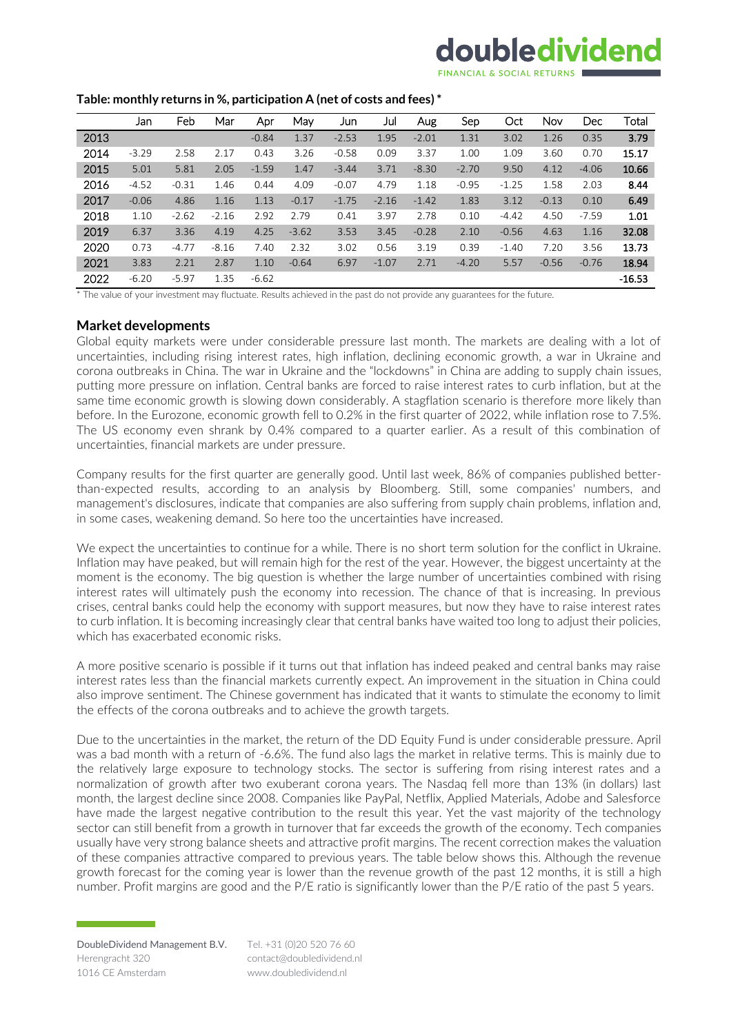**Table: monthly returns in %, participation A (net of costs and fees) ***

| | Jan | Feb | Mar | Apr | May | Jun | Jul | Aug | Sep | Oct | Nov | Dec | Total |
|---|---|---|---|---|---|---|---|---|---|---|---|---|---|
| 2013 | | | | -0.84 | 1.37 | -2.53 | 1.95 | -2.01 | 1.31 | 3.02 | 1.26 | 0.35 | **3.79** |
| 2014 | -3.29 | 2.58 | 2.17 | 0.43 | 3.26 | -0.58 | 0.09 | 3.37 | 1.00 | 1.09 | 3.60 | 0.70 | **15.17** |
| 2015 | 5.01 | 5.81 | 2.05 | -1.59 | 1.47 | -3.44 | 3.71 | -8.30 | -2.70 | 9.50 | 4.12 | -4.06 | **10.66** |
| 2016 | -4.52 | -0.31 | 1.46 | 0.44 | 4.09 | -0.07 | 4.79 | 1.18 | -0.95 | -1.25 | 1.58 | 2.03 | **8.44** |
| 2017 | -0.06 | 4.86 | 1.16 | 1.13 | -0.17 | -1.75 | -2.16 | -1.42 | 1.83 | 3.12 | -0.13 | 0.10 | **6.49** |
| 2018 | 1.10 | -2.62 | -2.16 | 2.92 | 2.79 | 0.41 | 3.97 | 2.78 | 0.10 | -4.42 | 4.50 | -7.59 | **1.01** |
| 2019 | 6.37 | 3.36 | 4.19 | 4.25 | -3.62 | 3.53 | 3.45 | -0.28 | 2.10 | -0.56 | 4.63 | 1.16 | **32.08** |
| 2020 | 0.73 | -4.77 | -8.16 | 7.40 | 2.32 | 3.02 | 0.56 | 3.19 | 0.39 | -1.40 | 7.20 | 3.56 | **13.73** |
| 2021 | 3.83 | 2.21 | 2.87 | 1.10 | -0.64 | 6.97 | -1.07 | 2.71 | -4.20 | 5.57 | -0.56 | -0.76 | **18.94** |
| 2022 | -6.20 | -5.97 | 1.35 | -6.62 | | | | | | | | | **-16.53** |

* The value of your investment may fluctuate. Results achieved in the past do not provide any guarantees for the future.

## Market developments

Global equity markets were under considerable pressure last month. The markets are dealing with a lot of uncertainties, including rising interest rates, high inflation, declining economic growth, a war in Ukraine and corona outbreaks in China. The war in Ukraine and the "lockdowns" in China are adding to supply chain issues, putting more pressure on inflation. Central banks are forced to raise interest rates to curb inflation, but at the same time economic growth is slowing down considerably. A stagflation scenario is therefore more likely than before. In the Eurozone, economic growth fell to 0.2% in the first quarter of 2022, while inflation rose to 7.5%. The US economy even shrank by 0.4% compared to a quarter earlier. As a result of this combination of uncertainties, financial markets are under pressure.

Company results for the first quarter are generally good. Until last week, 86% of companies published better-than-expected results, according to an analysis by Bloomberg. Still, some companies' numbers, and management's disclosures, indicate that companies are also suffering from supply chain problems, inflation and, in some cases, weakening demand. So here too the uncertainties have increased.

We expect the uncertainties to continue for a while. There is no short term solution for the conflict in Ukraine. Inflation may have peaked, but will remain high for the rest of the year. However, the biggest uncertainty at the moment is the economy. The big question is whether the large number of uncertainties combined with rising interest rates will ultimately push the economy into recession. The chance of that is increasing. In previous crises, central banks could help the economy with support measures, but now they have to raise interest rates to curb inflation. It is becoming increasingly clear that central banks have waited too long to adjust their policies, which has exacerbated economic risks.

A more positive scenario is possible if it turns out that inflation has indeed peaked and central banks may raise interest rates less than the financial markets currently expect. An improvement in the situation in China could also improve sentiment. The Chinese government has indicated that it wants to stimulate the economy to limit the effects of the corona outbreaks and to achieve the growth targets.

Due to the uncertainties in the market, the return of the DD Equity Fund is under considerable pressure. April was a bad month with a return of -6.6%. The fund also lags the market in relative terms. This is mainly due to the relatively large exposure to technology stocks. The sector is suffering from rising interest rates and a normalization of growth after two exuberant corona years. The Nasdaq fell more than 13% (in dollars) last month, the largest decline since 2008. Companies like PayPal, Netflix, Applied Materials, Adobe and Salesforce have made the largest negative contribution to the result this year. Yet the vast majority of the technology sector can still benefit from a growth in turnover that far exceeds the growth of the economy. Tech companies usually have very strong balance sheets and attractive profit margins. The recent correction makes the valuation of these companies attractive compared to previous years. The table below shows this. Although the revenue growth forecast for the coming year is lower than the revenue growth of the past 12 months, it is still a high number. Profit margins are good and the P/E ratio is significantly lower than the P/E ratio of the past 5 years.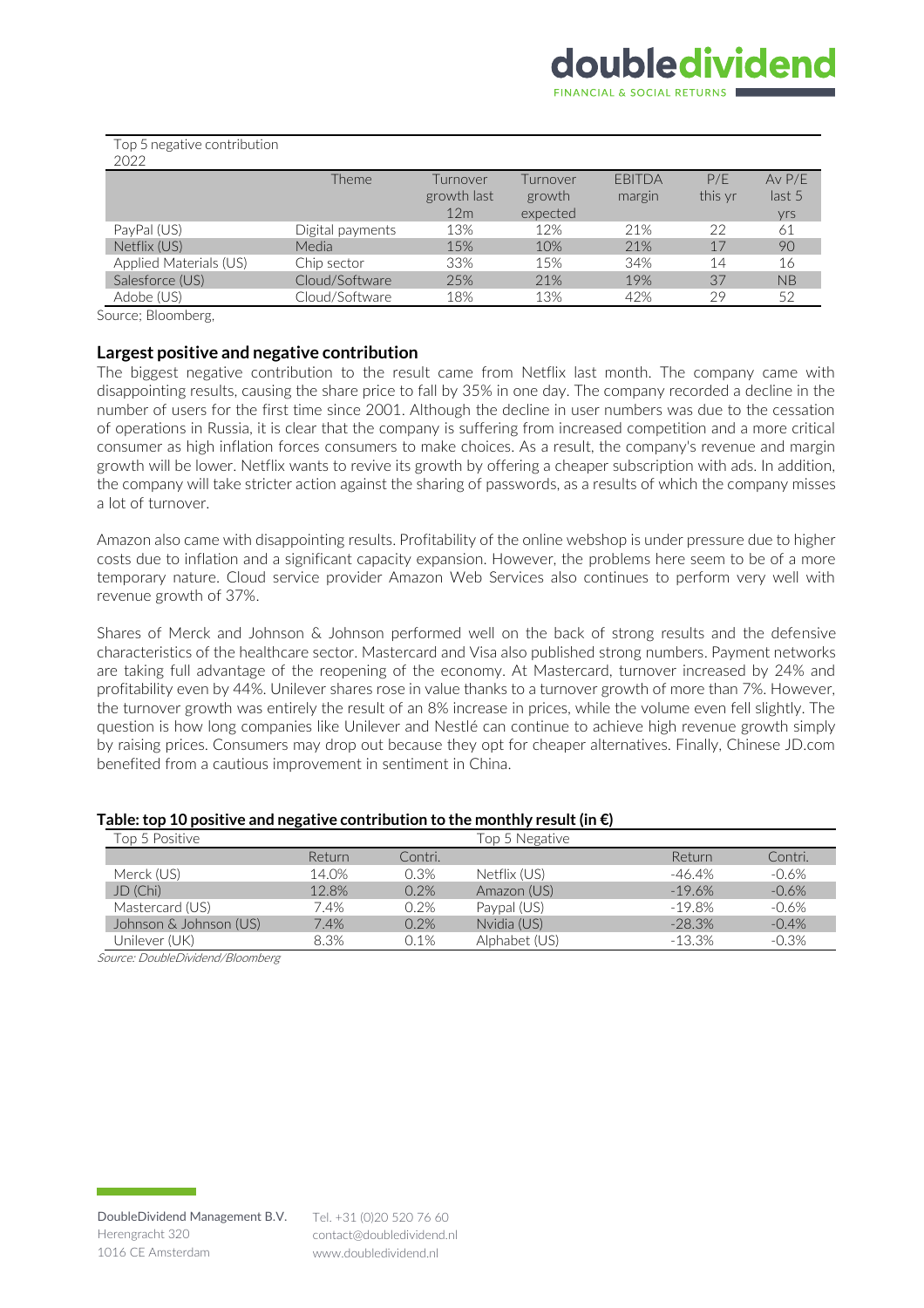| Top 5 negative contribution 2022 | | | | | | |
|---|---|---|---|---|---|---|
| | Theme | Turnover growth last 12m | Turnover growth expected | EBITDA margin | P/E this yr | Av P/E last 5 yrs |
| PayPal (US) | Digital payments | 13% | 12% | 21% | 22 | 61 |
| Netflix (US) | Media | 15% | 10% | 21% | 17 | 90 |
| Applied Materials (US) | Chip sector | 33% | 15% | 34% | 14 | 16 |
| Salesforce (US) | Cloud/Software | 25% | 21% | 19% | 37 | NB |
| Adobe (US) | Cloud/Software | 18% | 13% | 42% | 29 | 52 |

Source; Bloomberg,

### Largest positive and negative contribution

The biggest negative contribution to the result came from Netflix last month. The company came with disappointing results, causing the share price to fall by 35% in one day. The company recorded a decline in the number of users for the first time since 2001. Although the decline in user numbers was due to the cessation of operations in Russia, it is clear that the company is suffering from increased competition and a more critical consumer as high inflation forces consumers to make choices. As a result, the company's revenue and margin growth will be lower. Netflix wants to revive its growth by offering a cheaper subscription with ads. In addition, the company will take stricter action against the sharing of passwords, as a results of which the company misses a lot of turnover.

Amazon also came with disappointing results. Profitability of the online webshop is under pressure due to higher costs due to inflation and a significant capacity expansion. However, the problems here seem to be of a more temporary nature. Cloud service provider Amazon Web Services also continues to perform very well with revenue growth of 37%.

Shares of Merck and Johnson & Johnson performed well on the back of strong results and the defensive characteristics of the healthcare sector. Mastercard and Visa also published strong numbers. Payment networks are taking full advantage of the reopening of the economy. At Mastercard, turnover increased by 24% and profitability even by 44%. Unilever shares rose in value thanks to a turnover growth of more than 7%. However, the turnover growth was entirely the result of an 8% increase in prices, while the volume even fell slightly. The question is how long companies like Unilever and Nestlé can continue to achieve high revenue growth simply by raising prices. Consumers may drop out because they opt for cheaper alternatives. Finally, Chinese JD.com benefited from a cautious improvement in sentiment in China.

**Table: top 10 positive and negative contribution to the monthly result (in €)**

| Top 5 Positive | | | Top 5 Negative | | |
|---|---|---|---|---|---|
| | Return | Contri. | | Return | Contri. |
| Merck (US) | 14.0% | 0.3% | Netflix (US) | -46.4% | -0.6% |
| JD (Chi) | 12.8% | 0.2% | Amazon (US) | -19.6% | -0.6% |
| Mastercard (US) | 7.4% | 0.2% | Paypal (US) | -19.8% | -0.6% |
| Johnson & Johnson (US) | 7.4% | 0.2% | Nvidia (US) | -28.3% | -0.4% |
| Unilever (UK) | 8.3% | 0.1% | Alphabet (US) | -13.3% | -0.3% |

*Source: DoubleDividend/Bloomberg*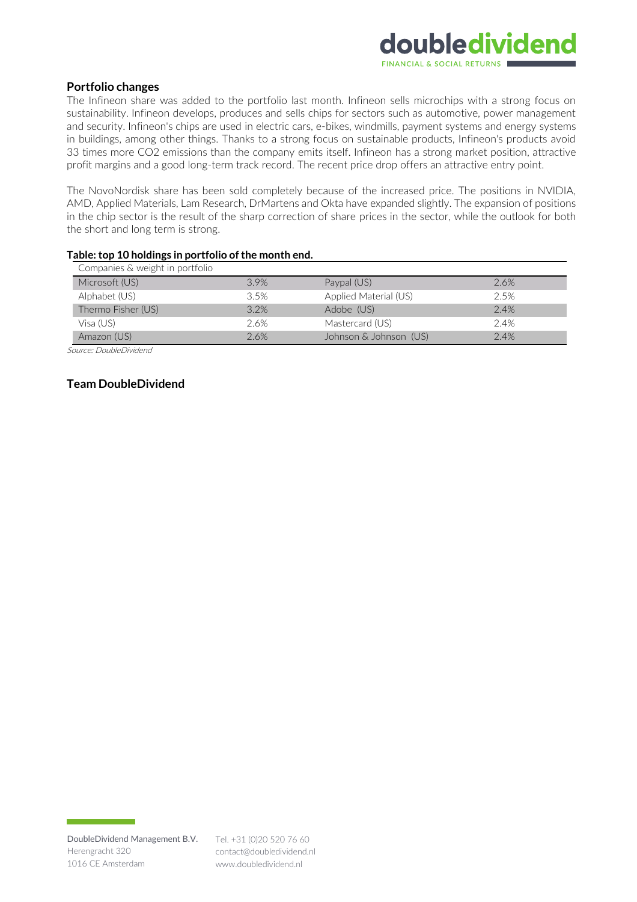## Portfolio changes

The Infineon share was added to the portfolio last month. Infineon sells microchips with a strong focus on sustainability. Infineon develops, produces and sells chips for sectors such as automotive, power management and security. Infineon's chips are used in electric cars, e-bikes, windmills, payment systems and energy systems in buildings, among other things. Thanks to a strong focus on sustainable products, Infineon's products avoid 33 times more $CO_2$ emissions than the company emits itself. Infineon has a strong market position, attractive profit margins and a good long-term track record. The recent price drop offers an attractive entry point.

The NovoNordisk share has been sold completely because of the increased price. The positions in NVIDIA, AMD, Applied Materials, Lam Research, DrMartens and Okta have expanded slightly. The expansion of positions in the chip sector is the result of the sharp correction of share prices in the sector, while the outlook for both the short and long term is strong.

**Table: top 10 holdings in portfolio of the month end.**

| Companies & weight in portfolio | | | |
|---|---|---|---|
| Microsoft (US) | 3.9% | Paypal (US) | 2.6% |
| Alphabet (US) | 3.5% | Applied Material (US) | 2.5% |
| Thermo Fisher (US) | 3.2% | Adobe (US) | 2.4% |
| Visa (US) | 2.6% | Mastercard (US) | 2.4% |
| Amazon (US) | 2.6% | Johnson & Johnson (US) | 2.4% |

*Source: DoubleDividend*

### Team DoubleDividend

DoubleDividend Management B.V.
Herengracht 320
1016 CE Amsterdam

Tel. +31 (0)20 520 76 60
contact@doubledividend.nl
www.doubledividend.nl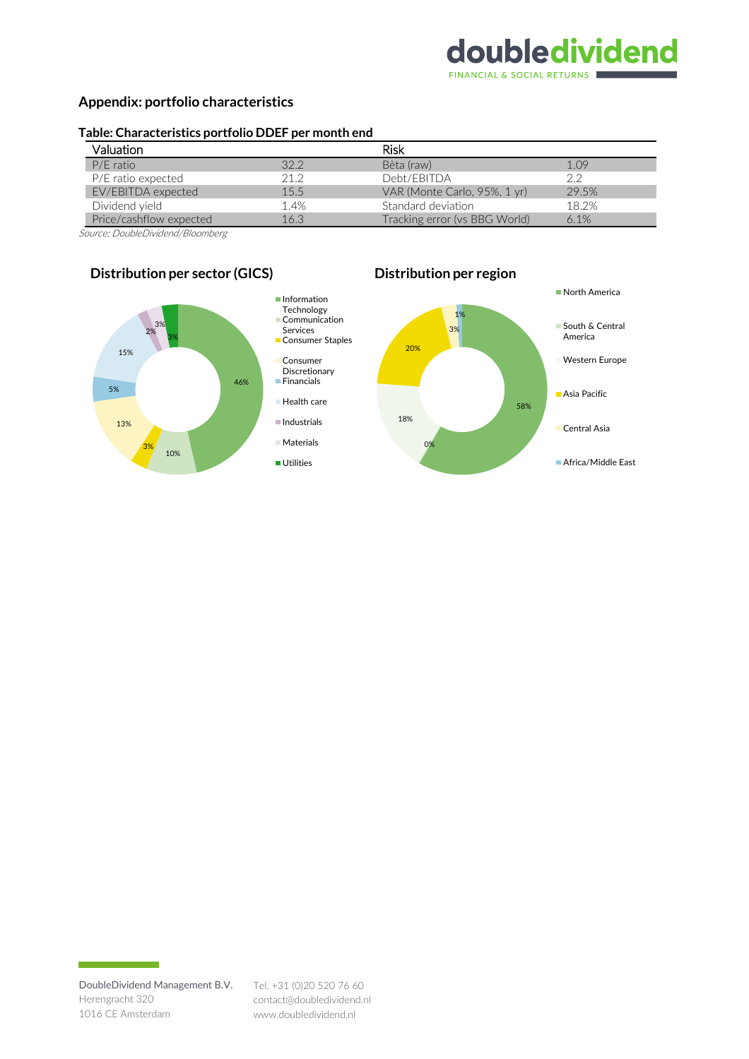## Appendix: portfolio characteristics

### Table: Characteristics portfolio DDEF per month end

| Valuation | | Risk | |
|---|---|---|---|
| P/E ratio | 32.2 | Bèta (raw) | 1.09 |
| P/E ratio expected | 21.2 | Debt/EBITDA | 2.2 |
| EV/EBITDA expected | 15.5 | VAR (Monte Carlo, 95%, 1 yr) | 29.5% |
| Dividend yield | 1.4% | Standard deviation | 18.2% |
| Price/cashflow expected | 16.3 | Tracking error (vs BBG World) | 6.1% |

*Source: DoubleDividend/Bloomberg*

### Distribution per sector (GICS)

46%
10%
3%
13%
5%
15%
2%
3%
3%

Information Technology
Communication Services
Consumer Staples
Consumer Discretionary
Financials
Health care
Industrials
Materials
Utilities

### Distribution per region

58%
0%
18%
20%
3%
1%

North America
South & Central America
Western Europe
Asia Pacific
Central Asia
Africa/Middle East

DoubleDividend Management B.V.
Herengracht 320
1016 CE Amsterdam

Tel. +31 (0)20 520 76 60
contact@doubledividend.nl
www.doubledividend.nl